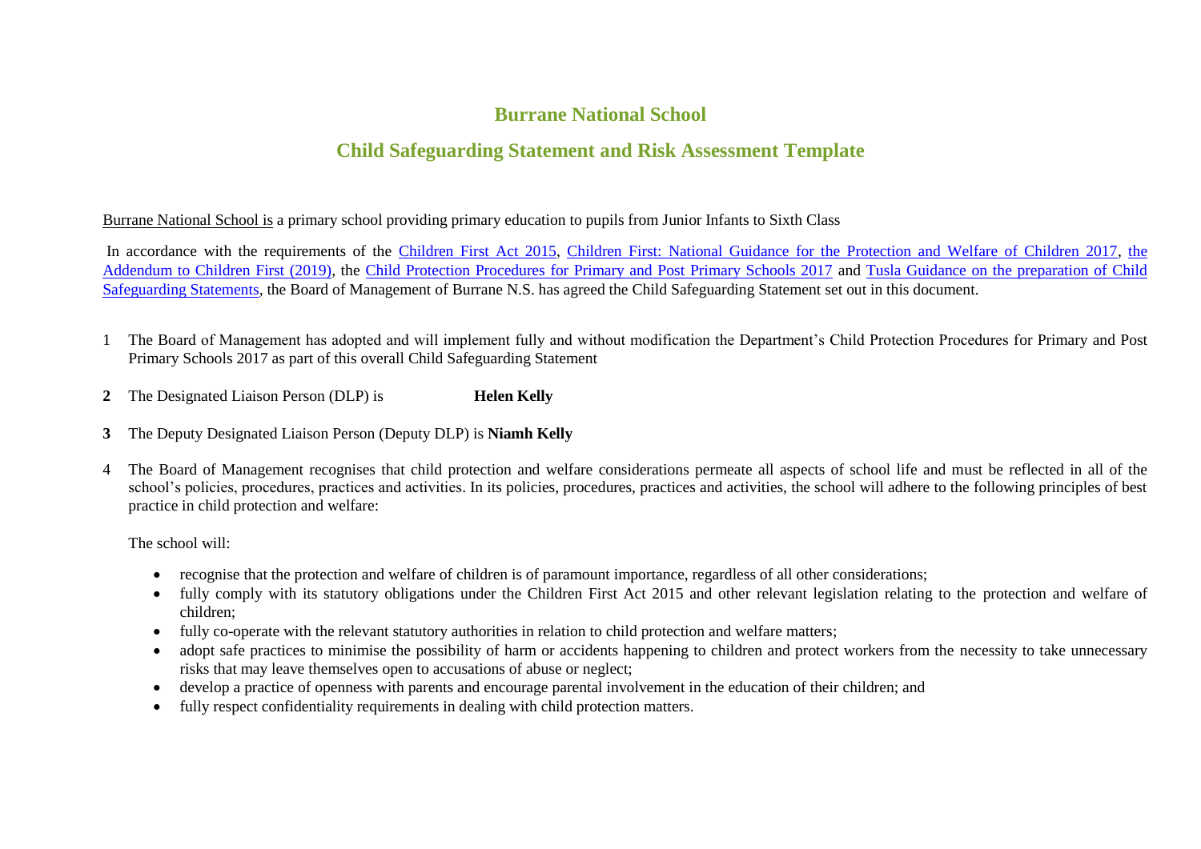# Burrane National School

## Child Safeguarding Statement and Risk Assessment Template

Burrane National School is a primary school providing primary education to pupils from Junior Infants to Sixth Class

In accordance with the requirements of the Children First Act 2015, Children First: National Guidance for the Protection and Welfare of Children 2017, the Addendum to Children First (2019), the Child Protection Procedures for Primary and Post Primary Schools 2017 and Tusla Guidance on the preparation of Child Safeguarding Statements, the Board of Management of Burrane N.S. has agreed the Child Safeguarding Statement set out in this document.

1 The Board of Management has adopted and will implement fully and without modification the Department's Child Protection Procedures for Primary and Post Primary Schools 2017 as part of this overall Child Safeguarding Statement

**2** The Designated Liaison Person (DLP) is **Helen Kelly**

**3** The Deputy Designated Liaison Person (Deputy DLP) is **Niamh Kelly**

4 The Board of Management recognises that child protection and welfare considerations permeate all aspects of school life and must be reflected in all of the school's policies, procedures, practices and activities. In its policies, procedures, practices and activities, the school will adhere to the following principles of best practice in child protection and welfare:

The school will:

- recognise that the protection and welfare of children is of paramount importance, regardless of all other considerations;
- fully comply with its statutory obligations under the Children First Act 2015 and other relevant legislation relating to the protection and welfare of children;
- fully co-operate with the relevant statutory authorities in relation to child protection and welfare matters;
- adopt safe practices to minimise the possibility of harm or accidents happening to children and protect workers from the necessity to take unnecessary risks that may leave themselves open to accusations of abuse or neglect;
- develop a practice of openness with parents and encourage parental involvement in the education of their children; and
- fully respect confidentiality requirements in dealing with child protection matters.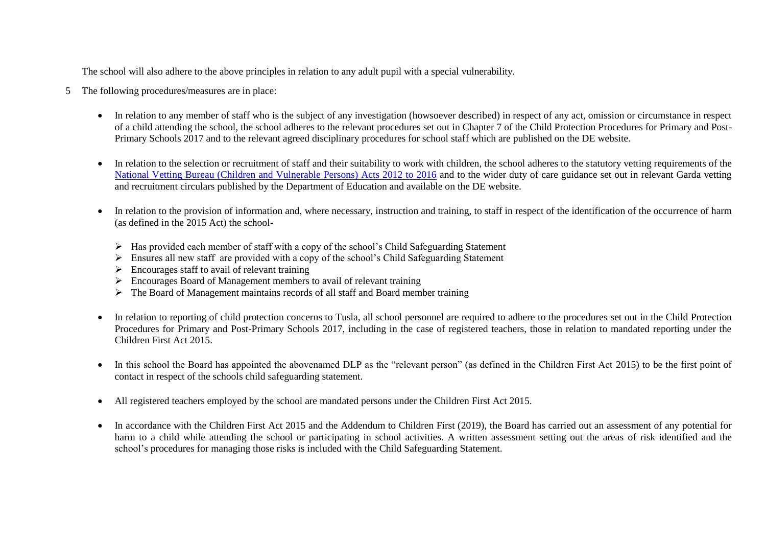The school will also adhere to the above principles in relation to any adult pupil with a special vulnerability.

5 The following procedures/measures are in place:

- In relation to any member of staff who is the subject of any investigation (howsoever described) in respect of any act, omission or circumstance in respect of a child attending the school, the school adheres to the relevant procedures set out in Chapter 7 of the Child Protection Procedures for Primary and Post-Primary Schools 2017 and to the relevant agreed disciplinary procedures for school staff which are published on the DE website.

- In relation to the selection or recruitment of staff and their suitability to work with children, the school adheres to the statutory vetting requirements of the National Vetting Bureau (Children and Vulnerable Persons) Acts 2012 to 2016 and to the wider duty of care guidance set out in relevant Garda vetting and recruitment circulars published by the Department of Education and available on the DE website.

- In relation to the provision of information and, where necessary, instruction and training, to staff in respect of the identification of the occurrence of harm (as defined in the 2015 Act) the school-
  - Has provided each member of staff with a copy of the school's Child Safeguarding Statement
  - Ensures all new staff are provided with a copy of the school's Child Safeguarding Statement
  - Encourages staff to avail of relevant training
  - Encourages Board of Management members to avail of relevant training
  - The Board of Management maintains records of all staff and Board member training

- In relation to reporting of child protection concerns to Tusla, all school personnel are required to adhere to the procedures set out in the Child Protection Procedures for Primary and Post-Primary Schools 2017, including in the case of registered teachers, those in relation to mandated reporting under the Children First Act 2015.

- In this school the Board has appointed the abovenamed DLP as the "relevant person" (as defined in the Children First Act 2015) to be the first point of contact in respect of the schools child safeguarding statement.

- All registered teachers employed by the school are mandated persons under the Children First Act 2015.

- In accordance with the Children First Act 2015 and the Addendum to Children First (2019), the Board has carried out an assessment of any potential for harm to a child while attending the school or participating in school activities. A written assessment setting out the areas of risk identified and the school's procedures for managing those risks is included with the Child Safeguarding Statement.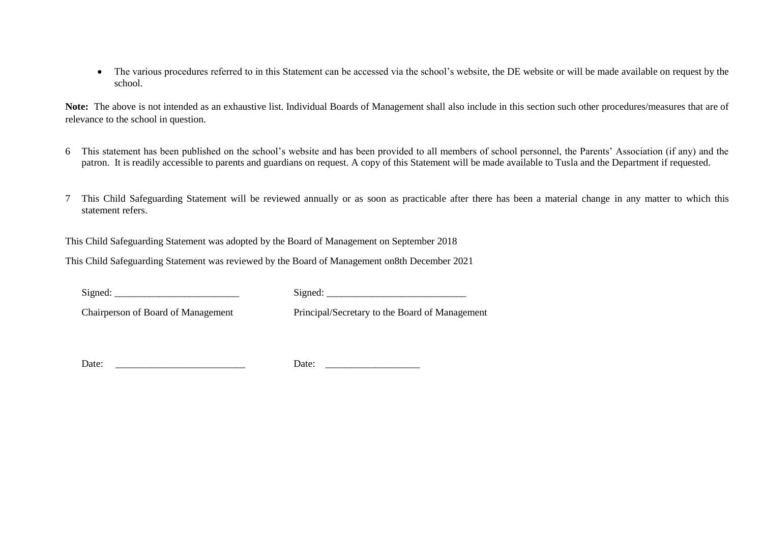- The various procedures referred to in this Statement can be accessed via the school's website, the DE website or will be made available on request by the school.

**Note:** The above is not intended as an exhaustive list. Individual Boards of Management shall also include in this section such other procedures/measures that are of relevance to the school in question.

6 This statement has been published on the school's website and has been provided to all members of school personnel, the Parents' Association (if any) and the patron. It is readily accessible to parents and guardians on request. A copy of this Statement will be made available to Tusla and the Department if requested.

7 This Child Safeguarding Statement will be reviewed annually or as soon as practicable after there has been a material change in any matter to which this statement refers.

This Child Safeguarding Statement was adopted by the Board of Management on September 2018

This Child Safeguarding Statement was reviewed by the Board of Management on8th December 2021

Signed: ________________________

Chairperson of Board of Management

Signed: ___________________________

Principal/Secretary to the Board of Management

Date: _________________________

Date: __________________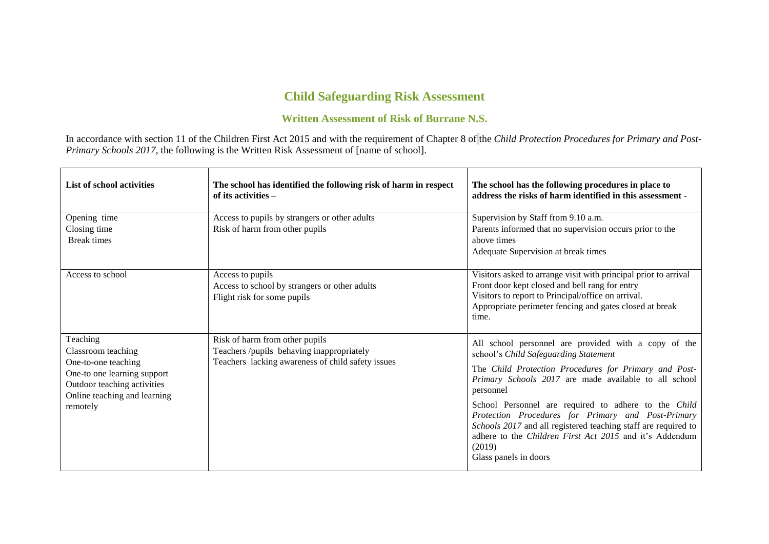## Child Safeguarding Risk Assessment

### Written Assessment of Risk of Burrane N.S.

In accordance with section 11 of the Children First Act 2015 and with the requirement of Chapter 8 of the *Child Protection Procedures for Primary and Post-Primary Schools 2017*, the following is the Written Risk Assessment of [name of school].

| **List of school activities** | **The school has identified the following risk of harm in respect of its activities –** | **The school has the following procedures in place to address the risks of harm identified in this assessment -** |
|---|---|---|
| Opening time<br>Closing time<br>Break times | Access to pupils by strangers or other adults<br>Risk of harm from other pupils | Supervision by Staff from 9.10 a.m.<br>Parents informed that no supervision occurs prior to the above times<br>Adequate Supervision at break times |
| Access to school | Access to pupils<br>Access to school by strangers or other adults<br>Flight risk for some pupils | Visitors asked to arrange visit with principal prior to arrival<br>Front door kept closed and bell rang for entry<br>Visitors to report to Principal/office on arrival.<br>Appropriate perimeter fencing and gates closed at break time. |
| Teaching<br>Classroom teaching<br>One-to-one teaching<br>One-to one learning support<br>Outdoor teaching activities<br>Online teaching and learning remotely | Risk of harm from other pupils<br>Teachers /pupils behaving inappropriately<br>Teachers lacking awareness of child safety issues | All school personnel are provided with a copy of the school's *Child Safeguarding Statement*<br>The *Child Protection Procedures for Primary and Post-Primary Schools 2017* are made available to all school personnel<br>School Personnel are required to adhere to the *Child Protection Procedures for Primary and Post-Primary Schools 2017* and all registered teaching staff are required to adhere to the *Children First Act 2015* and it's Addendum (2019)<br>Glass panels in doors |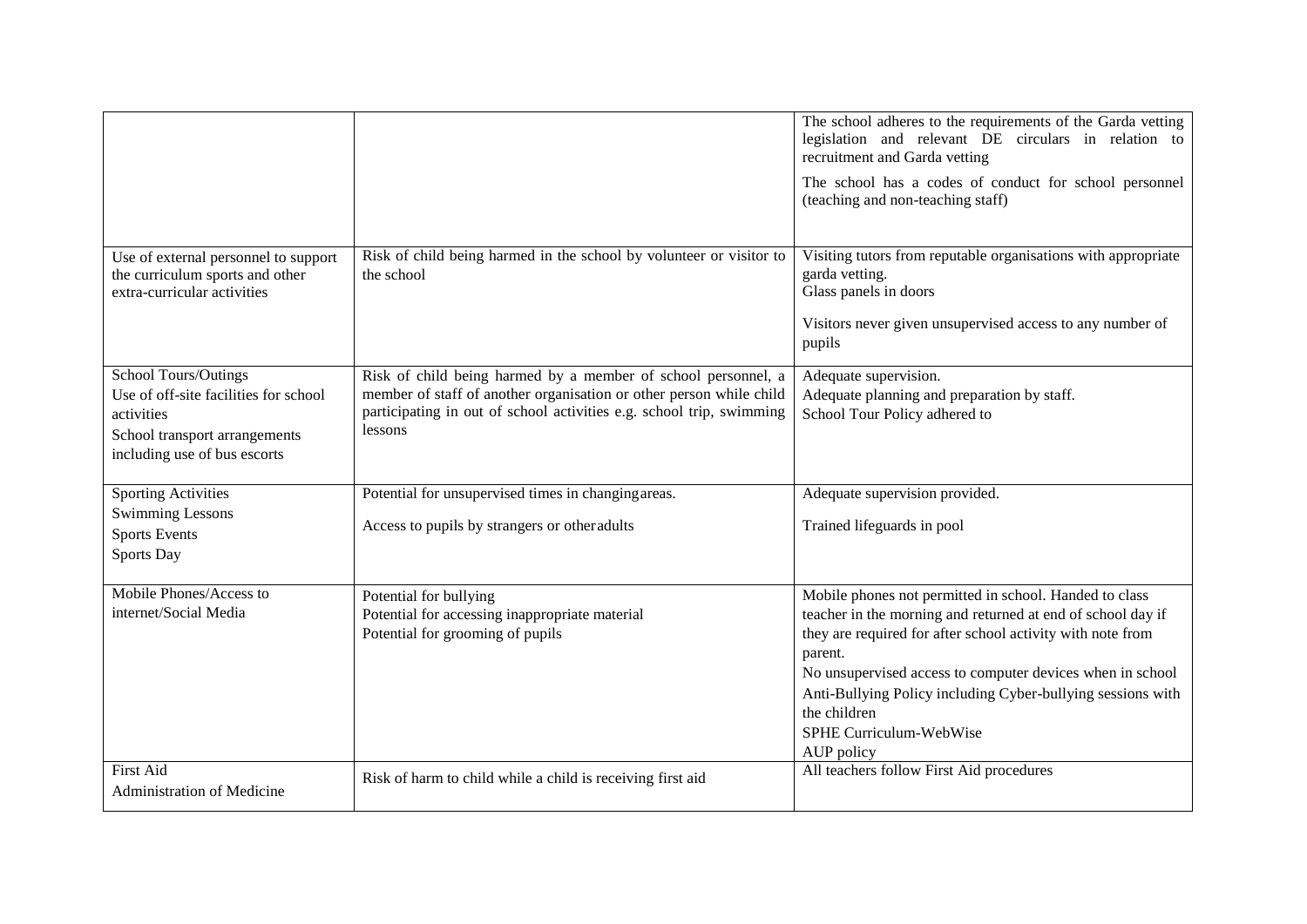| | | |
|---|---|---|
| | | The school adheres to the requirements of the Garda vetting legislation and relevant DE circulars in relation to recruitment and Garda vetting<br><br>The school has a codes of conduct for school personnel (teaching and non-teaching staff) |
| Use of external personnel to support the curriculum sports and other extra-curricular activities | Risk of child being harmed in the school by volunteer or visitor to the school | Visiting tutors from reputable organisations with appropriate garda vetting.<br>Glass panels in doors<br><br>Visitors never given unsupervised access to any number of pupils |
| School Tours/Outings<br>Use of off-site facilities for school activities<br>School transport arrangements including use of bus escorts | Risk of child being harmed by a member of school personnel, a member of staff of another organisation or other person while child participating in out of school activities e.g. school trip, swimming lessons | Adequate supervision.<br>Adequate planning and preparation by staff.<br>School Tour Policy adhered to |
| Sporting Activities<br>Swimming Lessons<br>Sports Events<br>Sports Day | Potential for unsupervised times in changing areas.<br><br>Access to pupils by strangers or other adults | Adequate supervision provided.<br><br>Trained lifeguards in pool |
| Mobile Phones/Access to internet/Social Media | Potential for bullying<br>Potential for accessing inappropriate material<br>Potential for grooming of pupils | Mobile phones not permitted in school. Handed to class teacher in the morning and returned at end of school day if they are required for after school activity with note from parent.<br>No unsupervised access to computer devices when in school<br>Anti-Bullying Policy including Cyber-bullying sessions with the children<br>SPHE Curriculum-WebWise<br>AUP policy |
| First Aid<br>Administration of Medicine | Risk of harm to child while a child is receiving first aid | All teachers follow First Aid procedures |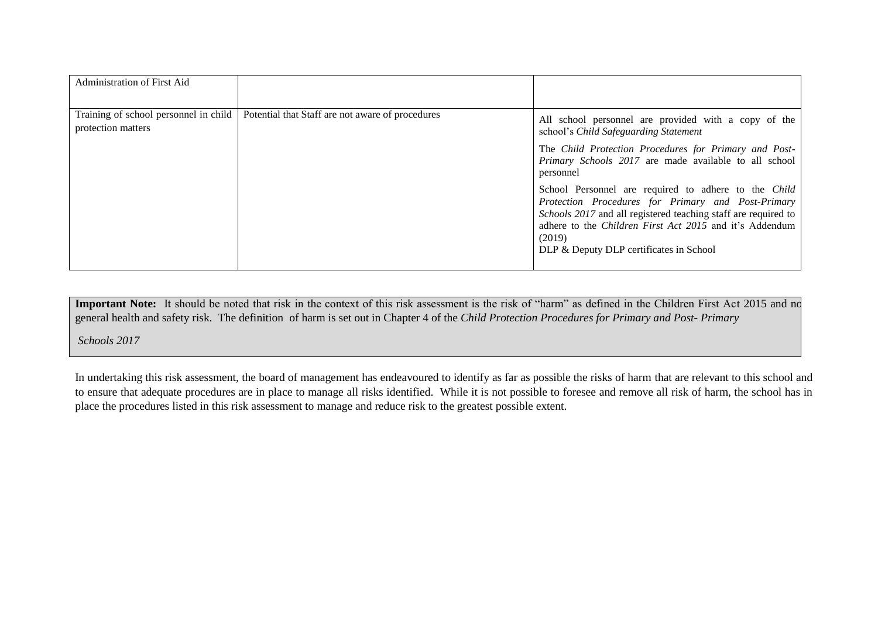| | | |
|---|---|---|
| Administration of First Aid | | |
| Training of school personnel in child protection matters | Potential that Staff are not aware of procedures | All school personnel are provided with a copy of the school's *Child Safeguarding Statement*<br><br>The *Child Protection Procedures for Primary and Post-Primary Schools 2017* are made available to all school personnel<br><br>School Personnel are required to adhere to the *Child Protection Procedures for Primary and Post-Primary Schools 2017* and all registered teaching staff are required to adhere to the *Children First Act 2015* and it's Addendum (2019)<br>DLP & Deputy DLP certificates in School |

**Important Note:** It should be noted that risk in the context of this risk assessment is the risk of "harm" as defined in the Children First Act 2015 and not general health and safety risk. The definition of harm is set out in Chapter 4 of the *Child Protection Procedures for Primary and Post- Primary Schools 2017*

In undertaking this risk assessment, the board of management has endeavoured to identify as far as possible the risks of harm that are relevant to this school and to ensure that adequate procedures are in place to manage all risks identified. While it is not possible to foresee and remove all risk of harm, the school has in place the procedures listed in this risk assessment to manage and reduce risk to the greatest possible extent.